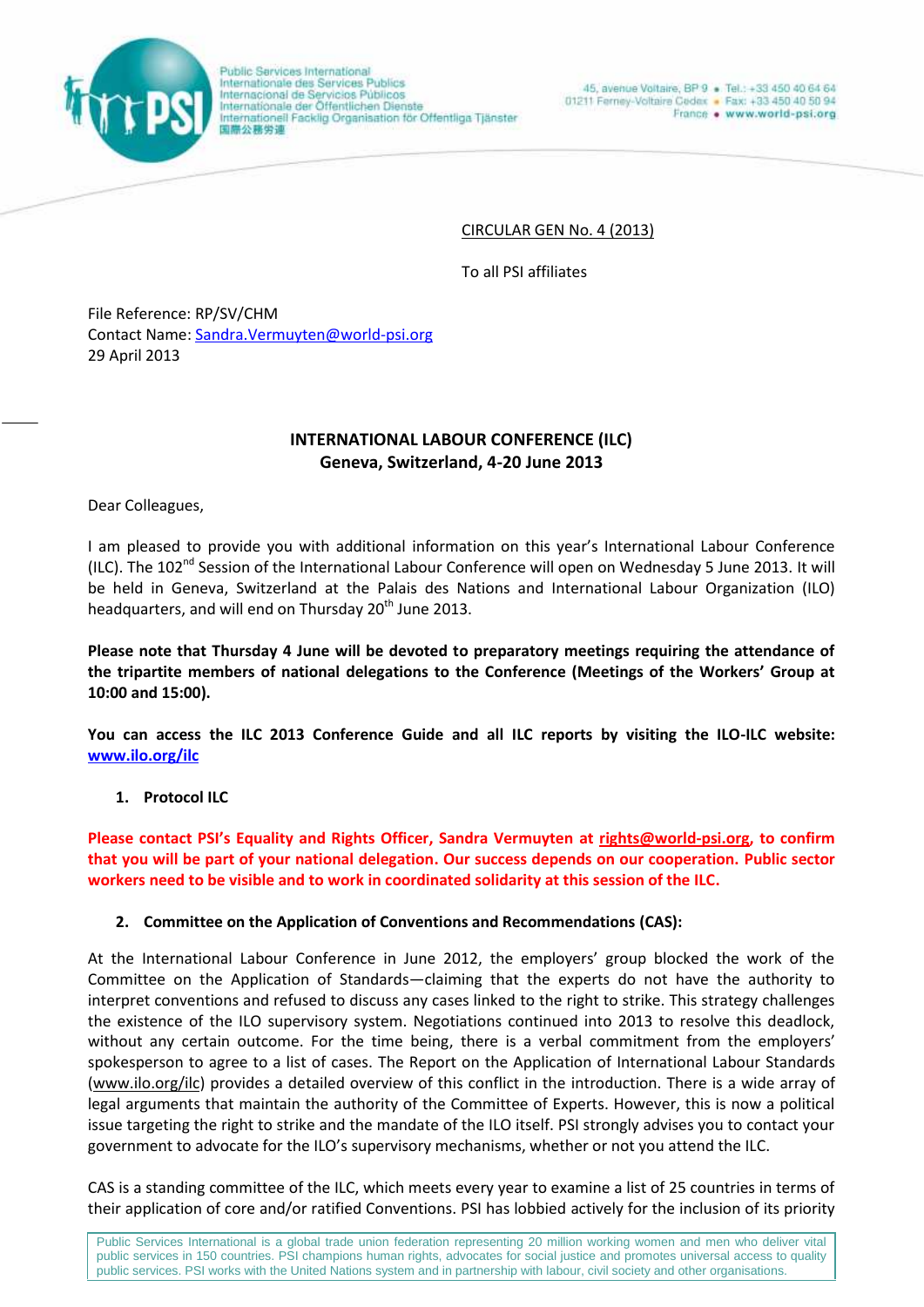Public Services International
Internationale des Services Publics
Internacional de Servicios Públicos
Internationale der Öffentlichen Dienste
Internationell Facklig Organisation för Offentliga Tjänster
国際公務労連

45, avenue Voltaire, BP 9 • Tel.: +33 450 40 64 64
01211 Ferney-Voltaire Cedex • Fax: +33 450 40 50 94
France • www.world-psi.org

CIRCULAR GEN No. 4 (2013)

To all PSI affiliates

File Reference: RP/SV/CHM
Contact Name: Sandra.Vermuyten@world-psi.org
29 April 2013

**INTERNATIONAL LABOUR CONFERENCE (ILC)**
**Geneva, Switzerland, 4-20 June 2013**

Dear Colleagues,

I am pleased to provide you with additional information on this year's International Labour Conference (ILC). The 102nd Session of the International Labour Conference will open on Wednesday 5 June 2013. It will be held in Geneva, Switzerland at the Palais des Nations and International Labour Organization (ILO) headquarters, and will end on Thursday 20th June 2013.

**Please note that Thursday 4 June will be devoted to preparatory meetings requiring the attendance of the tripartite members of national delegations to the Conference (Meetings of the Workers' Group at 10:00 and 15:00).**

**You can access the ILC 2013 Conference Guide and all ILC reports by visiting the ILO-ILC website: www.ilo.org/ilc**

1. **Protocol ILC**

**Please contact PSI's Equality and Rights Officer, Sandra Vermuyten at rights@world-psi.org, to confirm that you will be part of your national delegation. Our success depends on our cooperation. Public sector workers need to be visible and to work in coordinated solidarity at this session of the ILC.**

2. **Committee on the Application of Conventions and Recommendations (CAS):**

At the International Labour Conference in June 2012, the employers' group blocked the work of the Committee on the Application of Standards—claiming that the experts do not have the authority to interpret conventions and refused to discuss any cases linked to the right to strike. This strategy challenges the existence of the ILO supervisory system. Negotiations continued into 2013 to resolve this deadlock, without any certain outcome. For the time being, there is a verbal commitment from the employers' spokesperson to agree to a list of cases. The Report on the Application of International Labour Standards (www.ilo.org/ilc) provides a detailed overview of this conflict in the introduction. There is a wide array of legal arguments that maintain the authority of the Committee of Experts. However, this is now a political issue targeting the right to strike and the mandate of the ILO itself. PSI strongly advises you to contact your government to advocate for the ILO's supervisory mechanisms, whether or not you attend the ILC.

CAS is a standing committee of the ILC, which meets every year to examine a list of 25 countries in terms of their application of core and/or ratified Conventions. PSI has lobbied actively for the inclusion of its priority

Public Services International is a global trade union federation representing 20 million working women and men who deliver vital public services in 150 countries. PSI champions human rights, advocates for social justice and promotes universal access to quality public services. PSI works with the United Nations system and in partnership with labour, civil society and other organisations.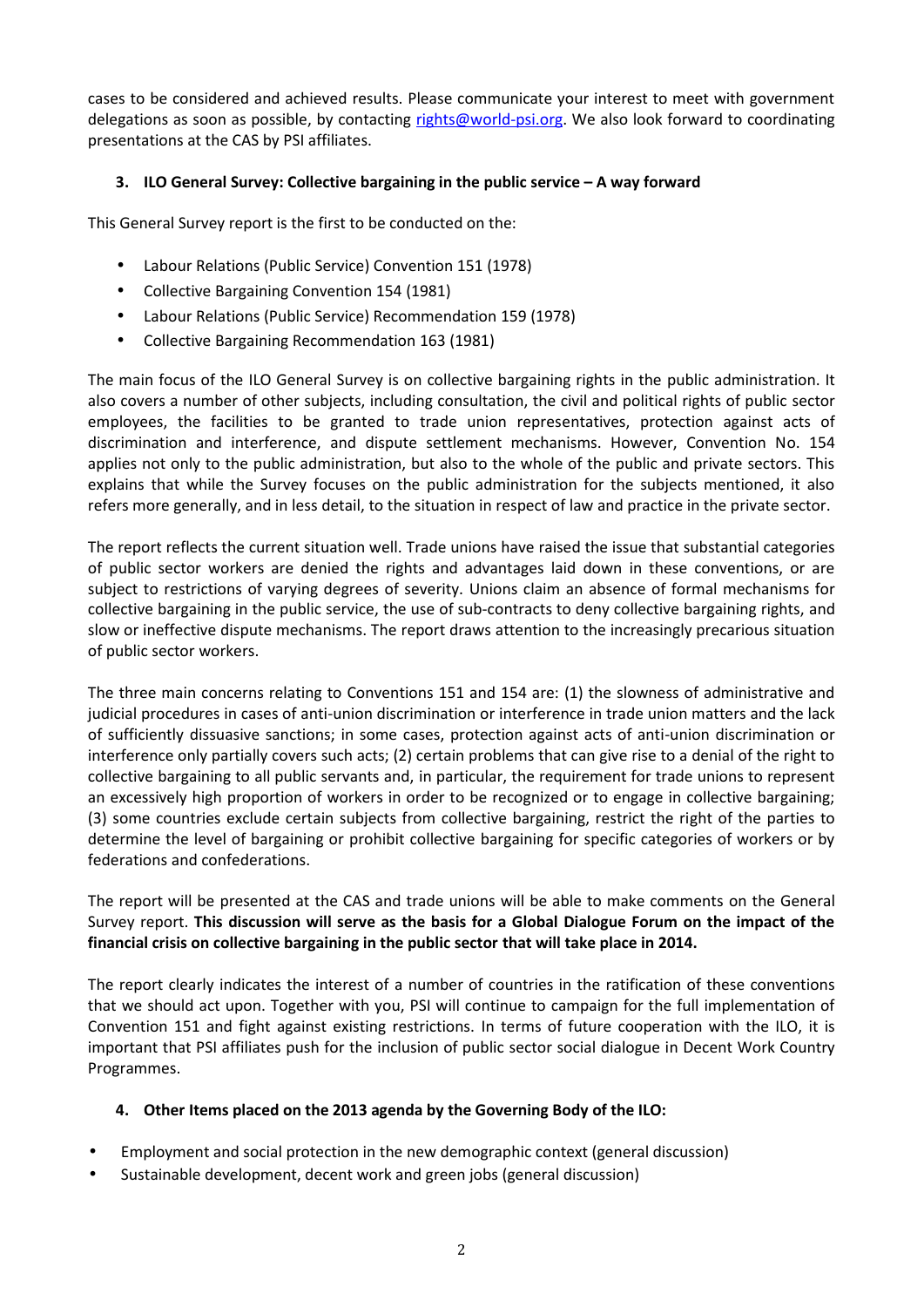cases to be considered and achieved results. Please communicate your interest to meet with government delegations as soon as possible, by contacting rights@world-psi.org. We also look forward to coordinating presentations at the CAS by PSI affiliates.

### 3. ILO General Survey: Collective bargaining in the public service – A way forward

This General Survey report is the first to be conducted on the:

- Labour Relations (Public Service) Convention 151 (1978)
- Collective Bargaining Convention 154 (1981)
- Labour Relations (Public Service) Recommendation 159 (1978)
- Collective Bargaining Recommendation 163 (1981)

The main focus of the ILO General Survey is on collective bargaining rights in the public administration. It also covers a number of other subjects, including consultation, the civil and political rights of public sector employees, the facilities to be granted to trade union representatives, protection against acts of discrimination and interference, and dispute settlement mechanisms. However, Convention No. 154 applies not only to the public administration, but also to the whole of the public and private sectors. This explains that while the Survey focuses on the public administration for the subjects mentioned, it also refers more generally, and in less detail, to the situation in respect of law and practice in the private sector.

The report reflects the current situation well. Trade unions have raised the issue that substantial categories of public sector workers are denied the rights and advantages laid down in these conventions, or are subject to restrictions of varying degrees of severity. Unions claim an absence of formal mechanisms for collective bargaining in the public service, the use of sub-contracts to deny collective bargaining rights, and slow or ineffective dispute mechanisms. The report draws attention to the increasingly precarious situation of public sector workers.

The three main concerns relating to Conventions 151 and 154 are: (1) the slowness of administrative and judicial procedures in cases of anti-union discrimination or interference in trade union matters and the lack of sufficiently dissuasive sanctions; in some cases, protection against acts of anti-union discrimination or interference only partially covers such acts; (2) certain problems that can give rise to a denial of the right to collective bargaining to all public servants and, in particular, the requirement for trade unions to represent an excessively high proportion of workers in order to be recognized or to engage in collective bargaining; (3) some countries exclude certain subjects from collective bargaining, restrict the right of the parties to determine the level of bargaining or prohibit collective bargaining for specific categories of workers or by federations and confederations.

The report will be presented at the CAS and trade unions will be able to make comments on the General Survey report. **This discussion will serve as the basis for a Global Dialogue Forum on the impact of the financial crisis on collective bargaining in the public sector that will take place in 2014.**

The report clearly indicates the interest of a number of countries in the ratification of these conventions that we should act upon. Together with you, PSI will continue to campaign for the full implementation of Convention 151 and fight against existing restrictions. In terms of future cooperation with the ILO, it is important that PSI affiliates push for the inclusion of public sector social dialogue in Decent Work Country Programmes.

### 4. Other Items placed on the 2013 agenda by the Governing Body of the ILO:

- Employment and social protection in the new demographic context (general discussion)
- Sustainable development, decent work and green jobs (general discussion)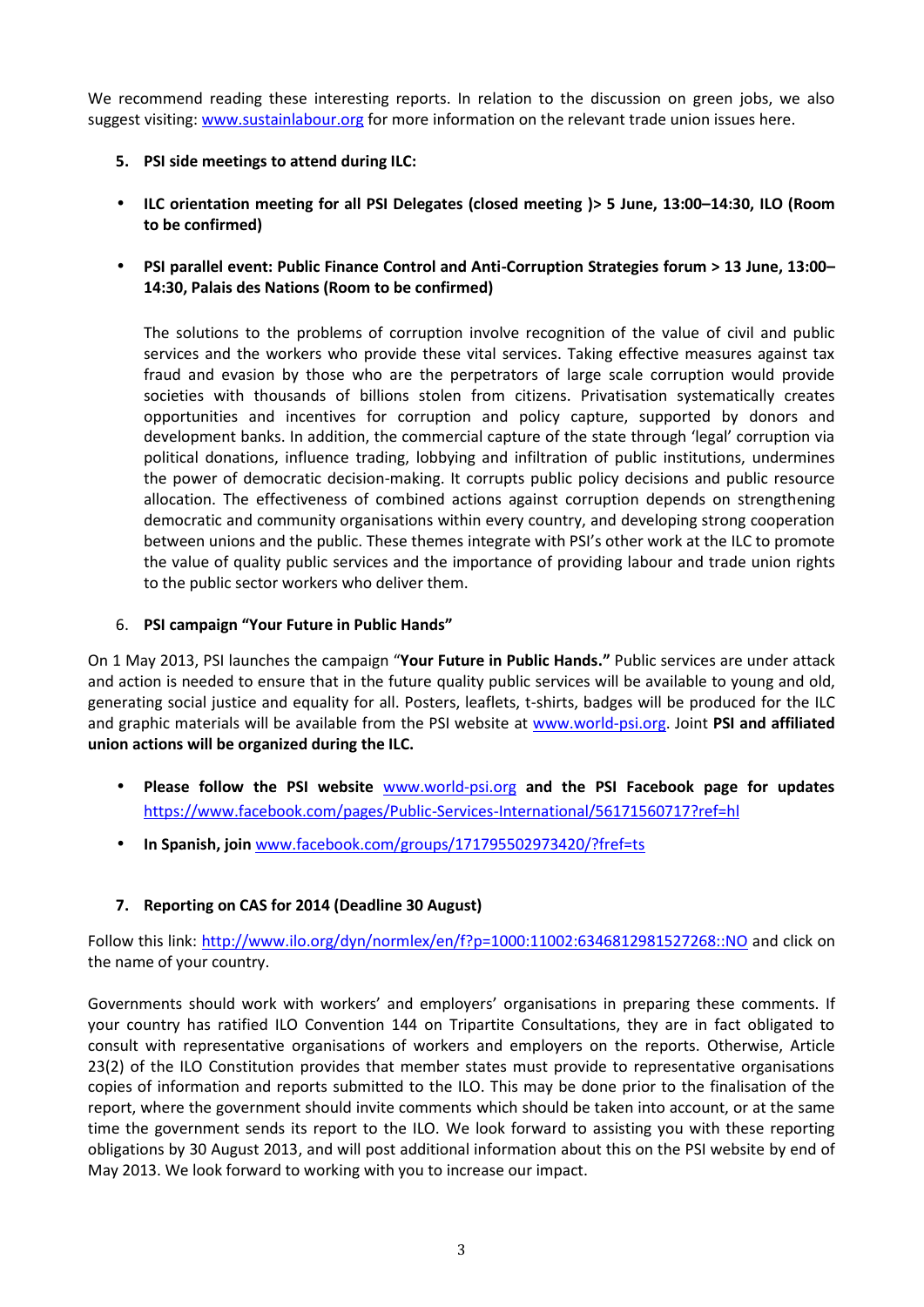We recommend reading these interesting reports. In relation to the discussion on green jobs, we also suggest visiting: www.sustainlabour.org for more information on the relevant trade union issues here.

5. **PSI side meetings to attend during ILC:**

- **ILC orientation meeting for all PSI Delegates (closed meeting )> 5 June, 13:00–14:30, ILO (Room to be confirmed)**

- **PSI parallel event: Public Finance Control and Anti-Corruption Strategies forum > 13 June, 13:00–14:30, Palais des Nations (Room to be confirmed)**

  The solutions to the problems of corruption involve recognition of the value of civil and public services and the workers who provide these vital services. Taking effective measures against tax fraud and evasion by those who are the perpetrators of large scale corruption would provide societies with thousands of billions stolen from citizens. Privatisation systematically creates opportunities and incentives for corruption and policy capture, supported by donors and development banks. In addition, the commercial capture of the state through 'legal' corruption via political donations, influence trading, lobbying and infiltration of public institutions, undermines the power of democratic decision-making. It corrupts public policy decisions and public resource allocation. The effectiveness of combined actions against corruption depends on strengthening democratic and community organisations within every country, and developing strong cooperation between unions and the public. These themes integrate with PSI's other work at the ILC to promote the value of quality public services and the importance of providing labour and trade union rights to the public sector workers who deliver them.

6. **PSI campaign "Your Future in Public Hands"**

On 1 May 2013, PSI launches the campaign "**Your Future in Public Hands.**" Public services are under attack and action is needed to ensure that in the future quality public services will be available to young and old, generating social justice and equality for all. Posters, leaflets, t-shirts, badges will be produced for the ILC and graphic materials will be available from the PSI website at www.world-psi.org. Joint **PSI and affiliated union actions will be organized during the ILC.**

- **Please follow the PSI website** www.world-psi.org **and the PSI Facebook page for updates** https://www.facebook.com/pages/Public-Services-International/56171560717?ref=hl
- **In Spanish, join** www.facebook.com/groups/171795502973420/?fref=ts

7. **Reporting on CAS for 2014 (Deadline 30 August)**

Follow this link: http://www.ilo.org/dyn/normlex/en/f?p=1000:11002:6346812981527268::NO and click on the name of your country.

Governments should work with workers' and employers' organisations in preparing these comments. If your country has ratified ILO Convention 144 on Tripartite Consultations, they are in fact obligated to consult with representative organisations of workers and employers on the reports. Otherwise, Article 23(2) of the ILO Constitution provides that member states must provide to representative organisations copies of information and reports submitted to the ILO. This may be done prior to the finalisation of the report, where the government should invite comments which should be taken into account, or at the same time the government sends its report to the ILO. We look forward to assisting you with these reporting obligations by 30 August 2013, and will post additional information about this on the PSI website by end of May 2013. We look forward to working with you to increase our impact.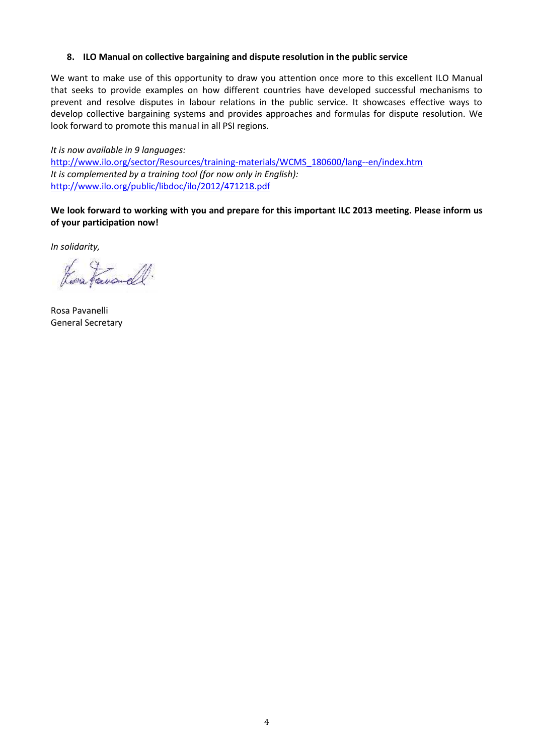## 8. ILO Manual on collective bargaining and dispute resolution in the public service

We want to make use of this opportunity to draw you attention once more to this excellent ILO Manual that seeks to provide examples on how different countries have developed successful mechanisms to prevent and resolve disputes in labour relations in the public service. It showcases effective ways to develop collective bargaining systems and provides approaches and formulas for dispute resolution. We look forward to promote this manual in all PSI regions.

*It is now available in 9 languages:*
http://www.ilo.org/sector/Resources/training-materials/WCMS_180600/lang--en/index.htm
*It is complemented by a training tool (for now only in English):*
http://www.ilo.org/public/libdoc/ilo/2012/471218.pdf

**We look forward to working with you and prepare for this important ILC 2013 meeting. Please inform us of your participation now!**

*In solidarity,*

Rosa Pavanelli
General Secretary